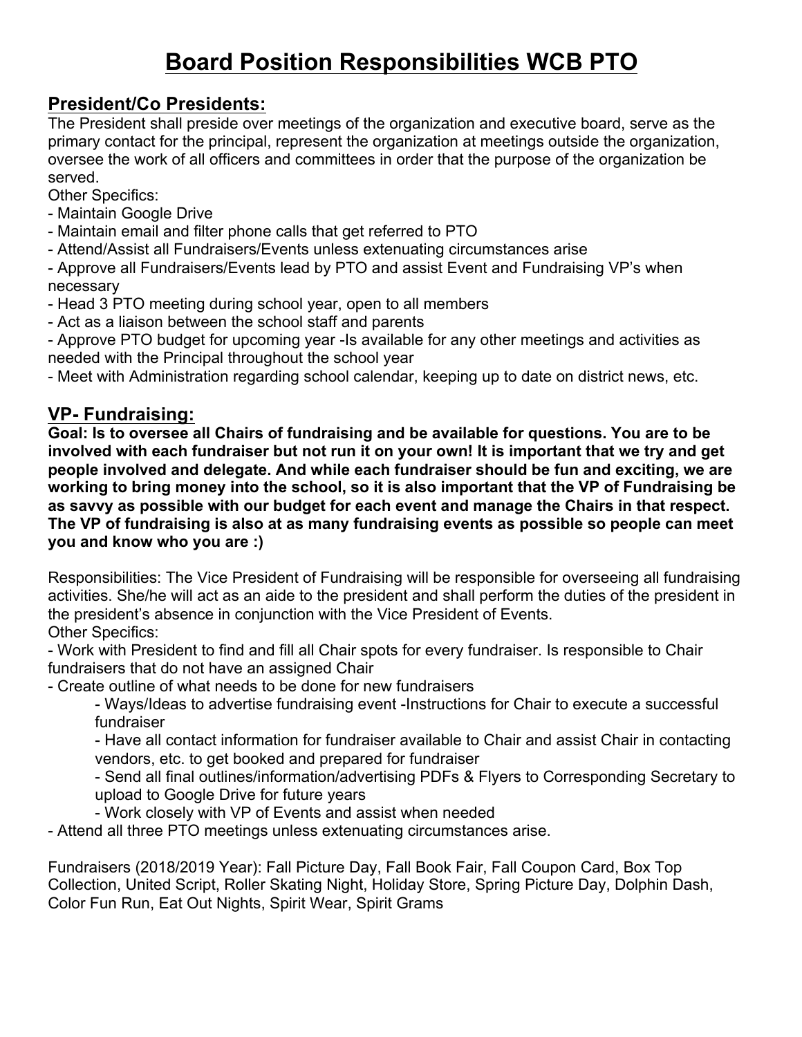# Board Position Responsibilities WCB PTO

## President/Co Presidents:

The President shall preside over meetings of the organization and executive board, serve as the primary contact for the principal, represent the organization at meetings outside the organization, oversee the work of all officers and committees in order that the purpose of the organization be served.

Other Specifics:

- Maintain Google Drive
- Maintain email and filter phone calls that get referred to PTO
- Attend/Assist all Fundraisers/Events unless extenuating circumstances arise
- Approve all Fundraisers/Events lead by PTO and assist Event and Fundraising VP's when necessary
- Head 3 PTO meeting during school year, open to all members
- Act as a liaison between the school staff and parents
- Approve PTO budget for upcoming year -Is available for any other meetings and activities as needed with the Principal throughout the school year
- Meet with Administration regarding school calendar, keeping up to date on district news, etc.

## VP- Fundraising:

**Goal: Is to oversee all Chairs of fundraising and be available for questions. You are to be involved with each fundraiser but not run it on your own! It is important that we try and get people involved and delegate. And while each fundraiser should be fun and exciting, we are working to bring money into the school, so it is also important that the VP of Fundraising be as savvy as possible with our budget for each event and manage the Chairs in that respect. The VP of fundraising is also at as many fundraising events as possible so people can meet you and know who you are :)**

Responsibilities: The Vice President of Fundraising will be responsible for overseeing all fundraising activities. She/he will act as an aide to the president and shall perform the duties of the president in the president's absence in conjunction with the Vice President of Events.

Other Specifics:

- Work with President to find and fill all Chair spots for every fundraiser. Is responsible to Chair fundraisers that do not have an assigned Chair
- Create outline of what needs to be done for new fundraisers
    - Ways/Ideas to advertise fundraising event -Instructions for Chair to execute a successful fundraiser
    - Have all contact information for fundraiser available to Chair and assist Chair in contacting vendors, etc. to get booked and prepared for fundraiser
    - Send all final outlines/information/advertising PDFs & Flyers to Corresponding Secretary to upload to Google Drive for future years
    - Work closely with VP of Events and assist when needed
- Attend all three PTO meetings unless extenuating circumstances arise.

Fundraisers (2018/2019 Year): Fall Picture Day, Fall Book Fair, Fall Coupon Card, Box Top Collection, United Script, Roller Skating Night, Holiday Store, Spring Picture Day, Dolphin Dash, Color Fun Run, Eat Out Nights, Spirit Wear, Spirit Grams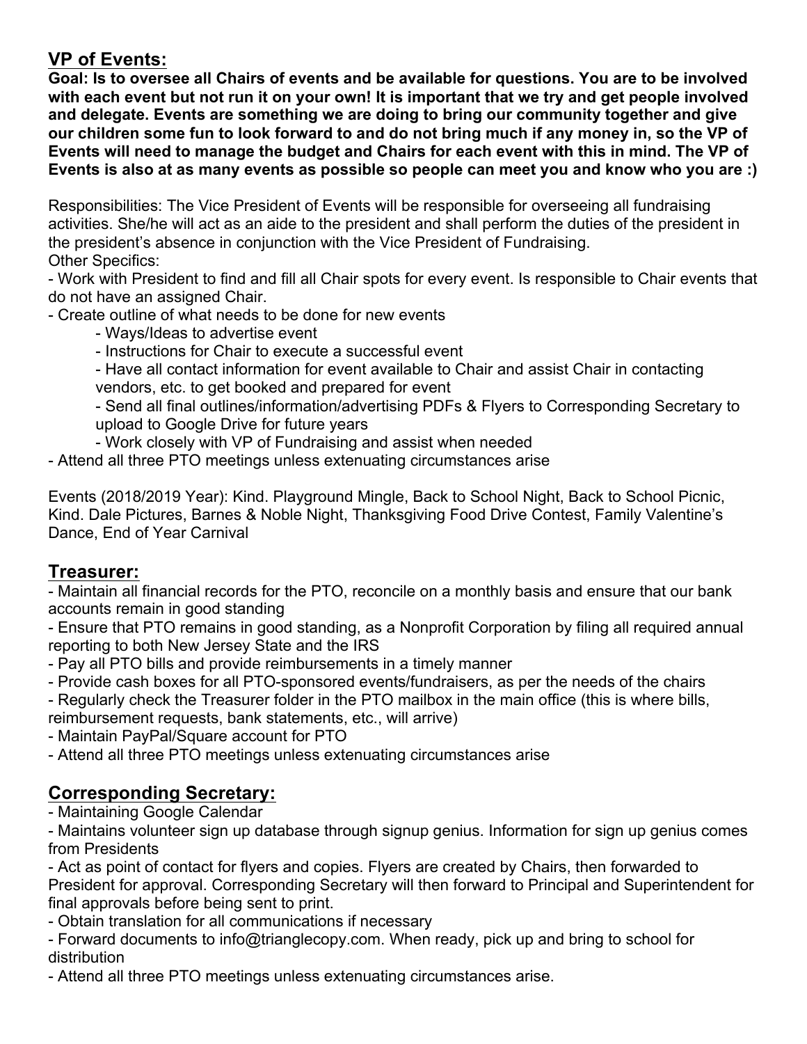## VP of Events:

**Goal: Is to oversee all Chairs of events and be available for questions. You are to be involved with each event but not run it on your own! It is important that we try and get people involved and delegate. Events are something we are doing to bring our community together and give our children some fun to look forward to and do not bring much if any money in, so the VP of Events will need to manage the budget and Chairs for each event with this in mind. The VP of Events is also at as many events as possible so people can meet you and know who you are :)**

Responsibilities: The Vice President of Events will be responsible for overseeing all fundraising activities. She/he will act as an aide to the president and shall perform the duties of the president in the president's absence in conjunction with the Vice President of Fundraising.

Other Specifics:

- Work with President to find and fill all Chair spots for every event. Is responsible to Chair events that do not have an assigned Chair.
- Create outline of what needs to be done for new events
    - Ways/Ideas to advertise event
    - Instructions for Chair to execute a successful event
    - Have all contact information for event available to Chair and assist Chair in contacting vendors, etc. to get booked and prepared for event
    - Send all final outlines/information/advertising PDFs & Flyers to Corresponding Secretary to upload to Google Drive for future years
    - Work closely with VP of Fundraising and assist when needed
- Attend all three PTO meetings unless extenuating circumstances arise

Events (2018/2019 Year): Kind. Playground Mingle, Back to School Night, Back to School Picnic, Kind. Dale Pictures, Barnes & Noble Night, Thanksgiving Food Drive Contest, Family Valentine's Dance, End of Year Carnival

## Treasurer:

- Maintain all financial records for the PTO, reconcile on a monthly basis and ensure that our bank accounts remain in good standing
- Ensure that PTO remains in good standing, as a Nonprofit Corporation by filing all required annual reporting to both New Jersey State and the IRS
- Pay all PTO bills and provide reimbursements in a timely manner
- Provide cash boxes for all PTO-sponsored events/fundraisers, as per the needs of the chairs
- Regularly check the Treasurer folder in the PTO mailbox in the main office (this is where bills, reimbursement requests, bank statements, etc., will arrive)
- Maintain PayPal/Square account for PTO
- Attend all three PTO meetings unless extenuating circumstances arise

## Corresponding Secretary:

- Maintaining Google Calendar
- Maintains volunteer sign up database through signup genius. Information for sign up genius comes from Presidents
- Act as point of contact for flyers and copies. Flyers are created by Chairs, then forwarded to President for approval. Corresponding Secretary will then forward to Principal and Superintendent for final approvals before being sent to print.
- Obtain translation for all communications if necessary
- Forward documents to info@trianglecopy.com. When ready, pick up and bring to school for distribution
- Attend all three PTO meetings unless extenuating circumstances arise.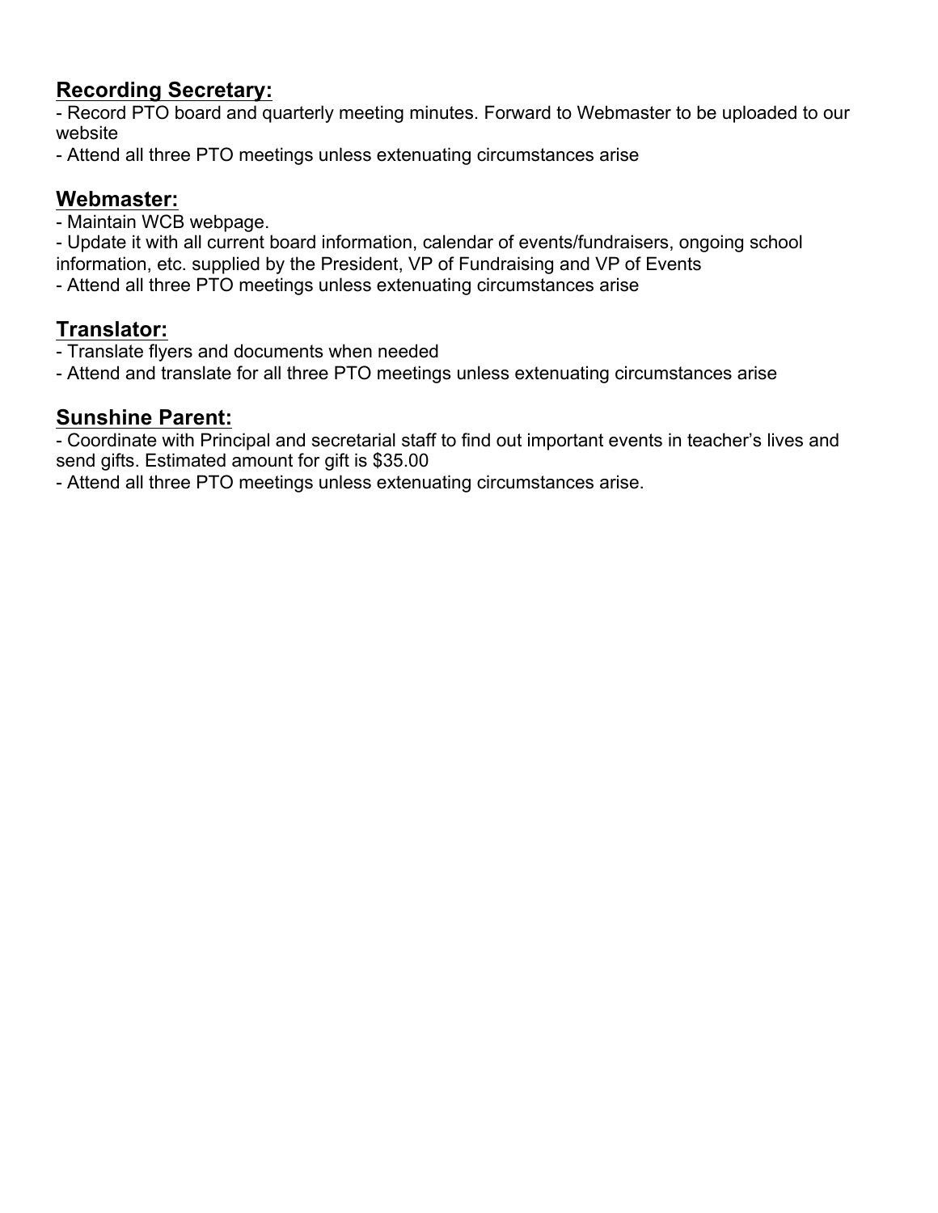## Recording Secretary:

- Record PTO board and quarterly meeting minutes. Forward to Webmaster to be uploaded to our website
- Attend all three PTO meetings unless extenuating circumstances arise

## Webmaster:

- Maintain WCB webpage.
- Update it with all current board information, calendar of events/fundraisers, ongoing school information, etc. supplied by the President, VP of Fundraising and VP of Events
- Attend all three PTO meetings unless extenuating circumstances arise

## Translator:

- Translate flyers and documents when needed
- Attend and translate for all three PTO meetings unless extenuating circumstances arise

## Sunshine Parent:

- Coordinate with Principal and secretarial staff to find out important events in teacher's lives and send gifts. Estimated amount for gift is $35.00
- Attend all three PTO meetings unless extenuating circumstances arise.